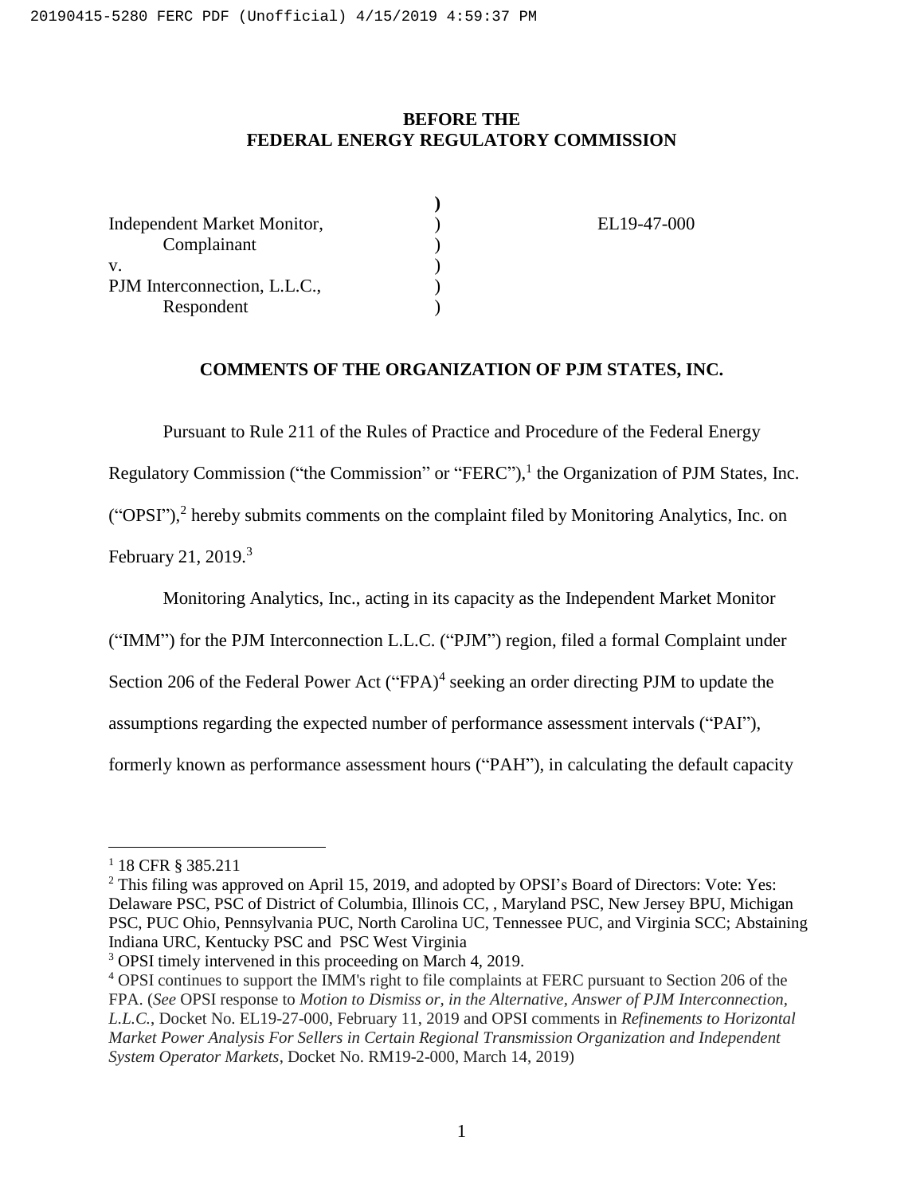**BEFORE THE**
**FEDERAL ENERGY REGULATORY COMMISSION**

| | | |
|---|---|---|
| Independent Market Monitor, | ) | EL19-47-000 |
| Complainant | ) | |
| v. | ) | |
| PJM Interconnection, L.L.C., | ) | |
| Respondent | ) | |

**COMMENTS OF THE ORGANIZATION OF PJM STATES, INC.**

Pursuant to Rule 211 of the Rules of Practice and Procedure of the Federal Energy Regulatory Commission ("the Commission" or "FERC"),[1] the Organization of PJM States, Inc. ("OPSI"),[2] hereby submits comments on the complaint filed by Monitoring Analytics, Inc. on February 21, 2019.[3]

Monitoring Analytics, Inc., acting in its capacity as the Independent Market Monitor ("IMM") for the PJM Interconnection L.L.C. ("PJM") region, filed a formal Complaint under Section 206 of the Federal Power Act ("FPA)[4] seeking an order directing PJM to update the assumptions regarding the expected number of performance assessment intervals ("PAI"), formerly known as performance assessment hours ("PAH"), in calculating the default capacity

---

[1] 18 CFR § 385.211

[2] This filing was approved on April 15, 2019, and adopted by OPSI's Board of Directors: Vote: Yes: Delaware PSC, PSC of District of Columbia, Illinois CC, , Maryland PSC, New Jersey BPU, Michigan PSC, PUC Ohio, Pennsylvania PUC, North Carolina UC, Tennessee PUC, and Virginia SCC; Abstaining Indiana URC, Kentucky PSC and PSC West Virginia

[3] OPSI timely intervened in this proceeding on March 4, 2019.

[4] OPSI continues to support the IMM's right to file complaints at FERC pursuant to Section 206 of the FPA. (*See* OPSI response to *Motion to Dismiss or, in the Alternative, Answer of PJM Interconnection, L.L.C.*, Docket No. EL19-27-000, February 11, 2019 and OPSI comments in *Refinements to Horizontal Market Power Analysis For Sellers in Certain Regional Transmission Organization and Independent System Operator Markets*, Docket No. RM19-2-000, March 14, 2019)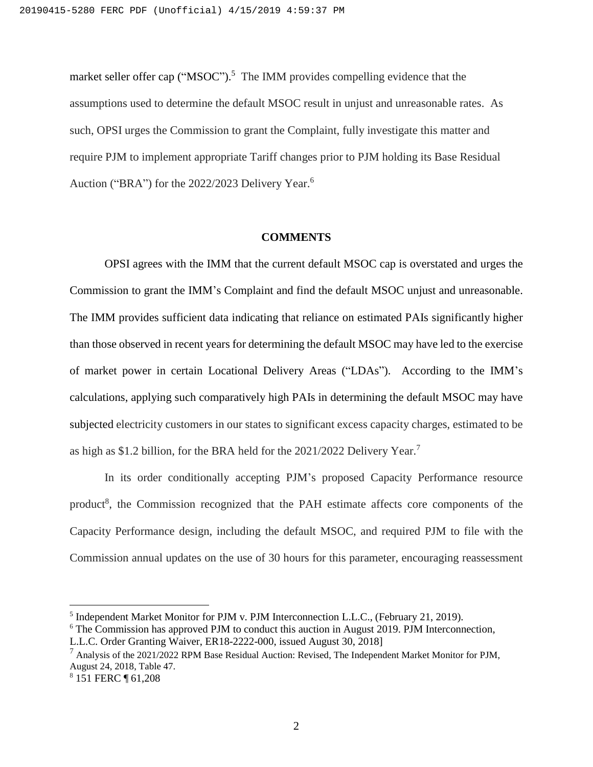market seller offer cap ("MSOC").[5] The IMM provides compelling evidence that the assumptions used to determine the default MSOC result in unjust and unreasonable rates. As such, OPSI urges the Commission to grant the Complaint, fully investigate this matter and require PJM to implement appropriate Tariff changes prior to PJM holding its Base Residual Auction ("BRA") for the 2022/2023 Delivery Year.[6]

## COMMENTS

OPSI agrees with the IMM that the current default MSOC cap is overstated and urges the Commission to grant the IMM's Complaint and find the default MSOC unjust and unreasonable. The IMM provides sufficient data indicating that reliance on estimated PAIs significantly higher than those observed in recent years for determining the default MSOC may have led to the exercise of market power in certain Locational Delivery Areas ("LDAs"). According to the IMM's calculations, applying such comparatively high PAIs in determining the default MSOC may have subjected electricity customers in our states to significant excess capacity charges, estimated to be as high as $1.2 billion, for the BRA held for the 2021/2022 Delivery Year.[7]

In its order conditionally accepting PJM's proposed Capacity Performance resource product[8], the Commission recognized that the PAH estimate affects core components of the Capacity Performance design, including the default MSOC, and required PJM to file with the Commission annual updates on the use of 30 hours for this parameter, encouraging reassessment

---

[5] Independent Market Monitor for PJM v. PJM Interconnection L.L.C., (February 21, 2019).

[6] The Commission has approved PJM to conduct this auction in August 2019. PJM Interconnection, L.L.C. Order Granting Waiver, ER18-2222-000, issued August 30, 2018]

[7] Analysis of the 2021/2022 RPM Base Residual Auction: Revised, The Independent Market Monitor for PJM, August 24, 2018, Table 47.

[8] 151 FERC ¶ 61,208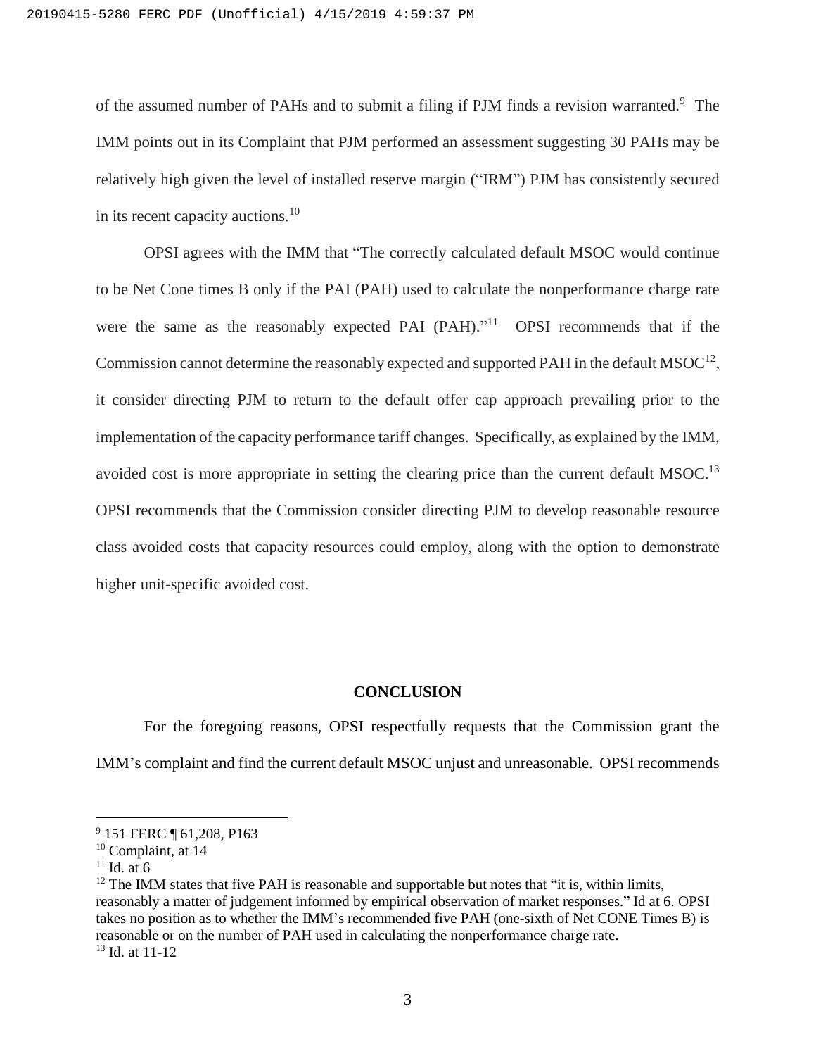of the assumed number of PAHs and to submit a filing if PJM finds a revision warranted.[9] The IMM points out in its Complaint that PJM performed an assessment suggesting 30 PAHs may be relatively high given the level of installed reserve margin ("IRM") PJM has consistently secured in its recent capacity auctions.[10]

OPSI agrees with the IMM that "The correctly calculated default MSOC would continue to be Net Cone times B only if the PAI (PAH) used to calculate the nonperformance charge rate were the same as the reasonably expected PAI (PAH)."[11] OPSI recommends that if the Commission cannot determine the reasonably expected and supported PAH in the default MSOC[12], it consider directing PJM to return to the default offer cap approach prevailing prior to the implementation of the capacity performance tariff changes. Specifically, as explained by the IMM, avoided cost is more appropriate in setting the clearing price than the current default MSOC.[13] OPSI recommends that the Commission consider directing PJM to develop reasonable resource class avoided costs that capacity resources could employ, along with the option to demonstrate higher unit-specific avoided cost.

## CONCLUSION

For the foregoing reasons, OPSI respectfully requests that the Commission grant the IMM's complaint and find the current default MSOC unjust and unreasonable. OPSI recommends

---

[9] 151 FERC ¶ 61,208, P163

[10] Complaint, at 14

[11] Id. at 6

[12] The IMM states that five PAH is reasonable and supportable but notes that "it is, within limits, reasonably a matter of judgement informed by empirical observation of market responses." Id at 6. OPSI takes no position as to whether the IMM's recommended five PAH (one-sixth of Net CONE Times B) is reasonable or on the number of PAH used in calculating the nonperformance charge rate.

[13] Id. at 11-12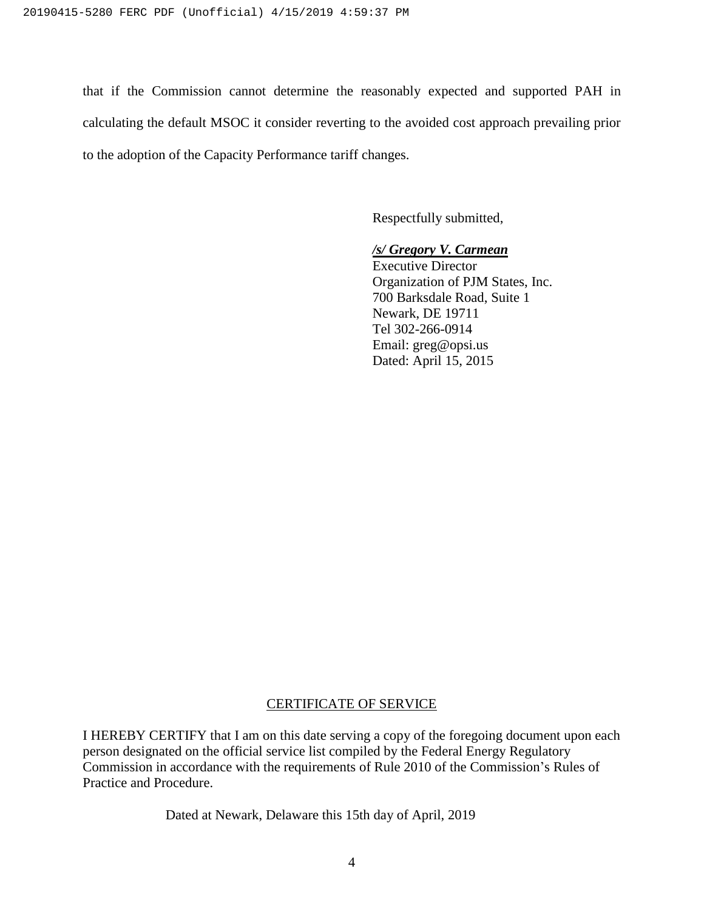that if the Commission cannot determine the reasonably expected and supported PAH in calculating the default MSOC it consider reverting to the avoided cost approach prevailing prior to the adoption of the Capacity Performance tariff changes.

Respectfully submitted,

***/s/ Gregory V. Carmean***
Executive Director
Organization of PJM States, Inc.
700 Barksdale Road, Suite 1
Newark, DE 19711
Tel 302-266-0914
Email: greg@opsi.us
Dated: April 15, 2015

## CERTIFICATE OF SERVICE

I HEREBY CERTIFY that I am on this date serving a copy of the foregoing document upon each person designated on the official service list compiled by the Federal Energy Regulatory Commission in accordance with the requirements of Rule 2010 of the Commission's Rules of Practice and Procedure.

Dated at Newark, Delaware this 15th day of April, 2019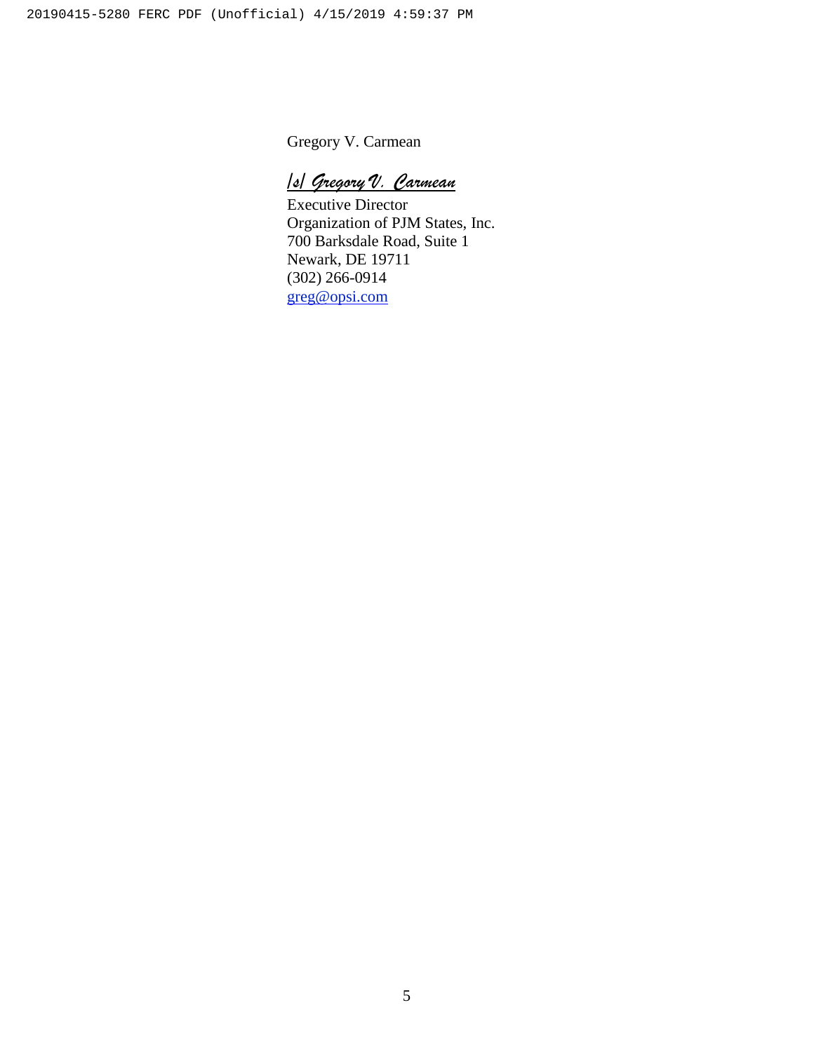Gregory V. Carmean

*/s/ Gregory V. Carmean*

Executive Director
Organization of PJM States, Inc.
700 Barksdale Road, Suite 1
Newark, DE 19711
(302) 266-0914
greg@opsi.com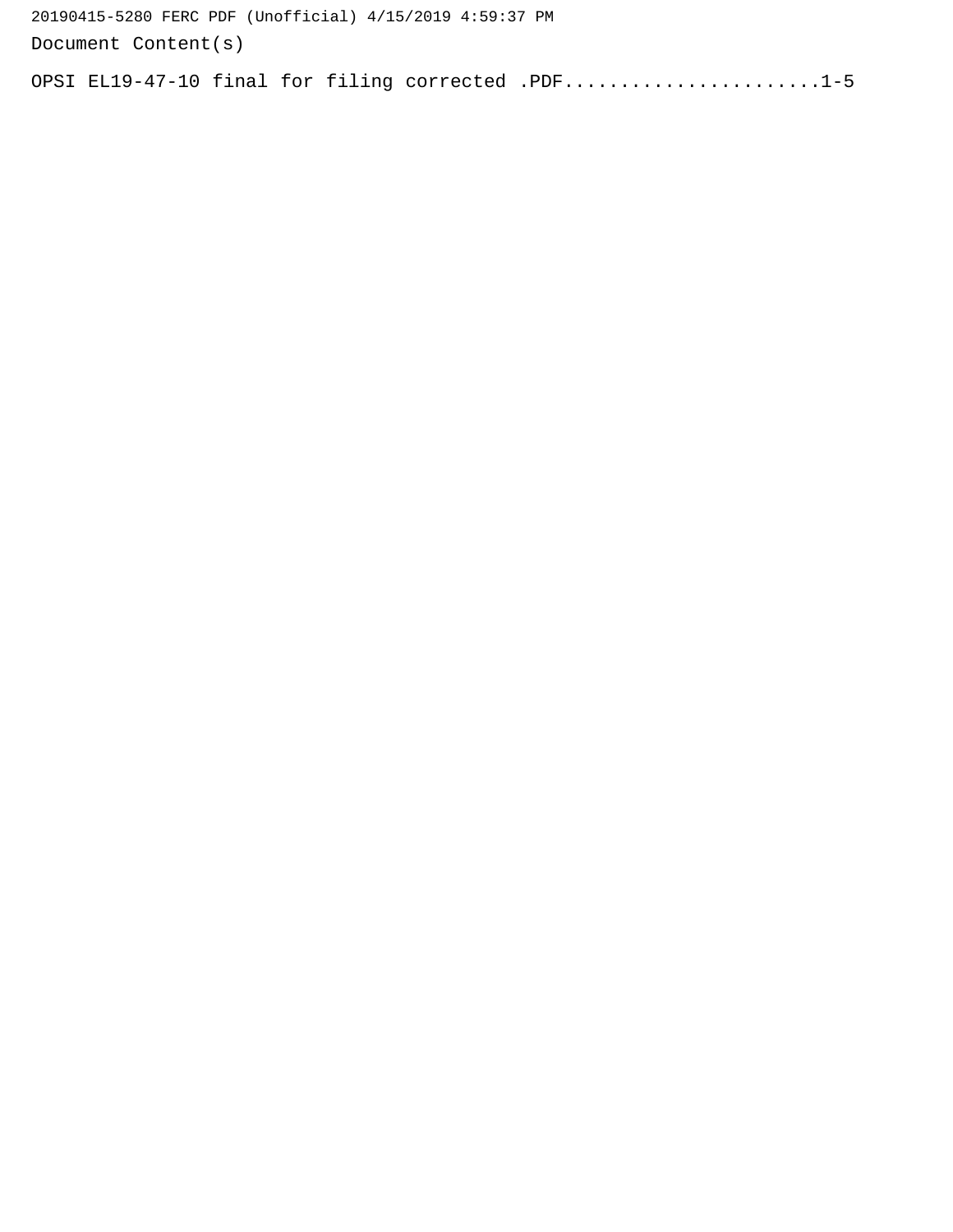Document Content(s)

OPSI EL19-47-10 final for filing corrected .PDF.......................1-5